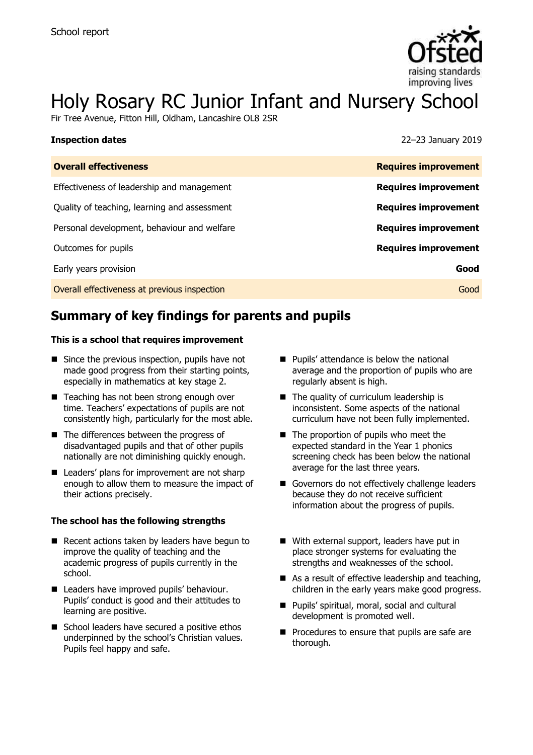School report

# Holy Rosary RC Junior Infant and Nursery School

Fir Tree Avenue, Fitton Hill, Oldham, Lancashire OL8 2SR

| **Inspection dates** | 22–23 January 2019 |
|---|---|
| **Overall effectiveness** | **Requires improvement** |
| Effectiveness of leadership and management | **Requires improvement** |
| Quality of teaching, learning and assessment | **Requires improvement** |
| Personal development, behaviour and welfare | **Requires improvement** |
| Outcomes for pupils | **Requires improvement** |
| Early years provision | **Good** |
| Overall effectiveness at previous inspection | Good |

## Summary of key findings for parents and pupils

**This is a school that requires improvement**

- Since the previous inspection, pupils have not made good progress from their starting points, especially in mathematics at key stage 2.
- Teaching has not been strong enough over time. Teachers' expectations of pupils are not consistently high, particularly for the most able.
- The differences between the progress of disadvantaged pupils and that of other pupils nationally are not diminishing quickly enough.
- Leaders' plans for improvement are not sharp enough to allow them to measure the impact of their actions precisely.
- Pupils' attendance is below the national average and the proportion of pupils who are regularly absent is high.
- The quality of curriculum leadership is inconsistent. Some aspects of the national curriculum have not been fully implemented.
- The proportion of pupils who meet the expected standard in the Year 1 phonics screening check has been below the national average for the last three years.
- Governors do not effectively challenge leaders because they do not receive sufficient information about the progress of pupils.

**The school has the following strengths**

- Recent actions taken by leaders have begun to improve the quality of teaching and the academic progress of pupils currently in the school.
- Leaders have improved pupils' behaviour. Pupils' conduct is good and their attitudes to learning are positive.
- School leaders have secured a positive ethos underpinned by the school's Christian values. Pupils feel happy and safe.
- With external support, leaders have put in place stronger systems for evaluating the strengths and weaknesses of the school.
- As a result of effective leadership and teaching, children in the early years make good progress.
- Pupils' spiritual, moral, social and cultural development is promoted well.
- Procedures to ensure that pupils are safe are thorough.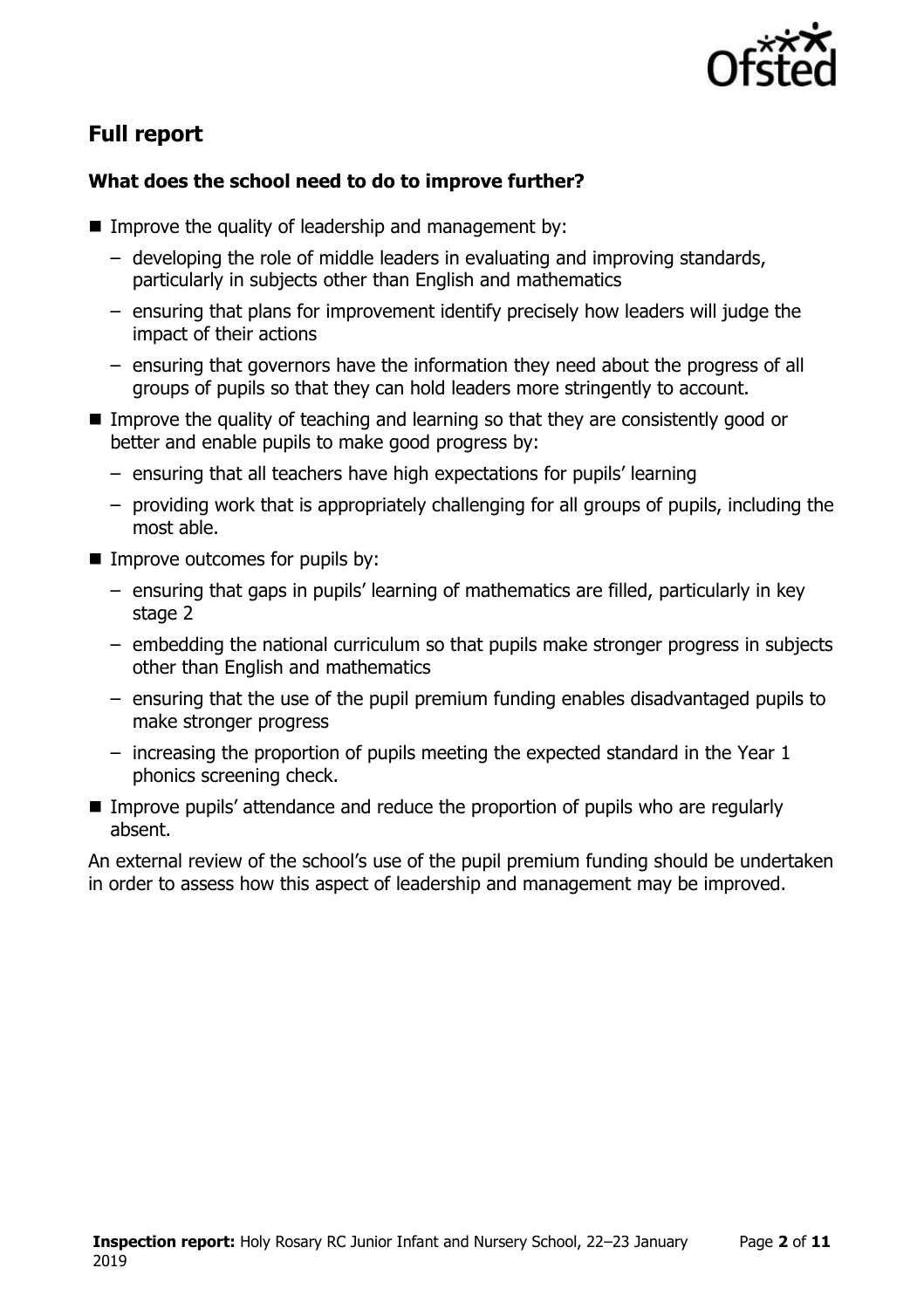## Full report

### What does the school need to do to improve further?

- Improve the quality of leadership and management by:
  - developing the role of middle leaders in evaluating and improving standards, particularly in subjects other than English and mathematics
  - ensuring that plans for improvement identify precisely how leaders will judge the impact of their actions
  - ensuring that governors have the information they need about the progress of all groups of pupils so that they can hold leaders more stringently to account.
- Improve the quality of teaching and learning so that they are consistently good or better and enable pupils to make good progress by:
  - ensuring that all teachers have high expectations for pupils' learning
  - providing work that is appropriately challenging for all groups of pupils, including the most able.
- Improve outcomes for pupils by:
  - ensuring that gaps in pupils' learning of mathematics are filled, particularly in key stage 2
  - embedding the national curriculum so that pupils make stronger progress in subjects other than English and mathematics
  - ensuring that the use of the pupil premium funding enables disadvantaged pupils to make stronger progress
  - increasing the proportion of pupils meeting the expected standard in the Year 1 phonics screening check.
- Improve pupils' attendance and reduce the proportion of pupils who are regularly absent.

An external review of the school's use of the pupil premium funding should be undertaken in order to assess how this aspect of leadership and management may be improved.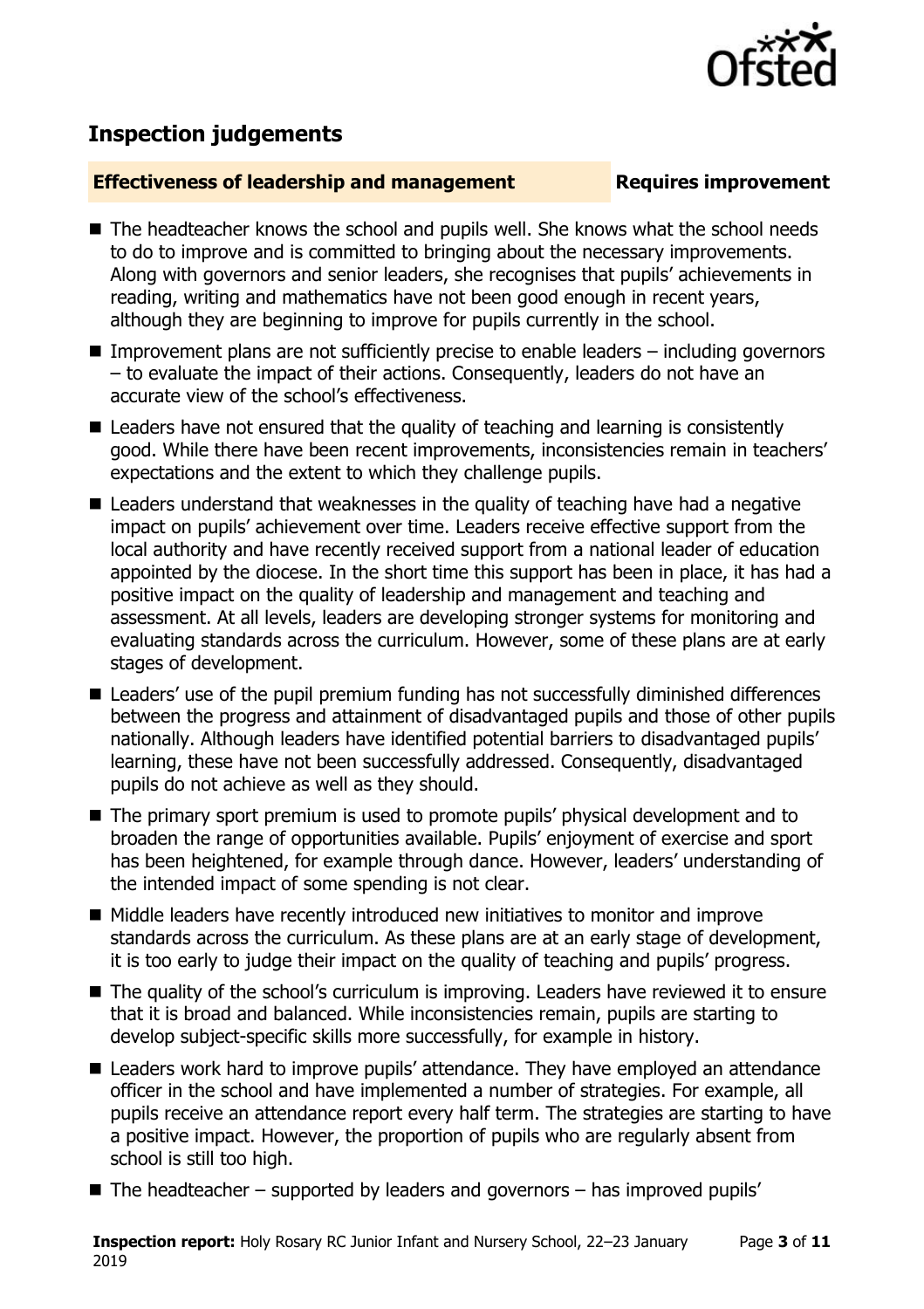## Inspection judgements

**Effectiveness of leadership and management** **Requires improvement**

- The headteacher knows the school and pupils well. She knows what the school needs to do to improve and is committed to bringing about the necessary improvements. Along with governors and senior leaders, she recognises that pupils' achievements in reading, writing and mathematics have not been good enough in recent years, although they are beginning to improve for pupils currently in the school.
- Improvement plans are not sufficiently precise to enable leaders – including governors – to evaluate the impact of their actions. Consequently, leaders do not have an accurate view of the school's effectiveness.
- Leaders have not ensured that the quality of teaching and learning is consistently good. While there have been recent improvements, inconsistencies remain in teachers' expectations and the extent to which they challenge pupils.
- Leaders understand that weaknesses in the quality of teaching have had a negative impact on pupils' achievement over time. Leaders receive effective support from the local authority and have recently received support from a national leader of education appointed by the diocese. In the short time this support has been in place, it has had a positive impact on the quality of leadership and management and teaching and assessment. At all levels, leaders are developing stronger systems for monitoring and evaluating standards across the curriculum. However, some of these plans are at early stages of development.
- Leaders' use of the pupil premium funding has not successfully diminished differences between the progress and attainment of disadvantaged pupils and those of other pupils nationally. Although leaders have identified potential barriers to disadvantaged pupils' learning, these have not been successfully addressed. Consequently, disadvantaged pupils do not achieve as well as they should.
- The primary sport premium is used to promote pupils' physical development and to broaden the range of opportunities available. Pupils' enjoyment of exercise and sport has been heightened, for example through dance. However, leaders' understanding of the intended impact of some spending is not clear.
- Middle leaders have recently introduced new initiatives to monitor and improve standards across the curriculum. As these plans are at an early stage of development, it is too early to judge their impact on the quality of teaching and pupils' progress.
- The quality of the school's curriculum is improving. Leaders have reviewed it to ensure that it is broad and balanced. While inconsistencies remain, pupils are starting to develop subject-specific skills more successfully, for example in history.
- Leaders work hard to improve pupils' attendance. They have employed an attendance officer in the school and have implemented a number of strategies. For example, all pupils receive an attendance report every half term. The strategies are starting to have a positive impact. However, the proportion of pupils who are regularly absent from school is still too high.
- The headteacher – supported by leaders and governors – has improved pupils'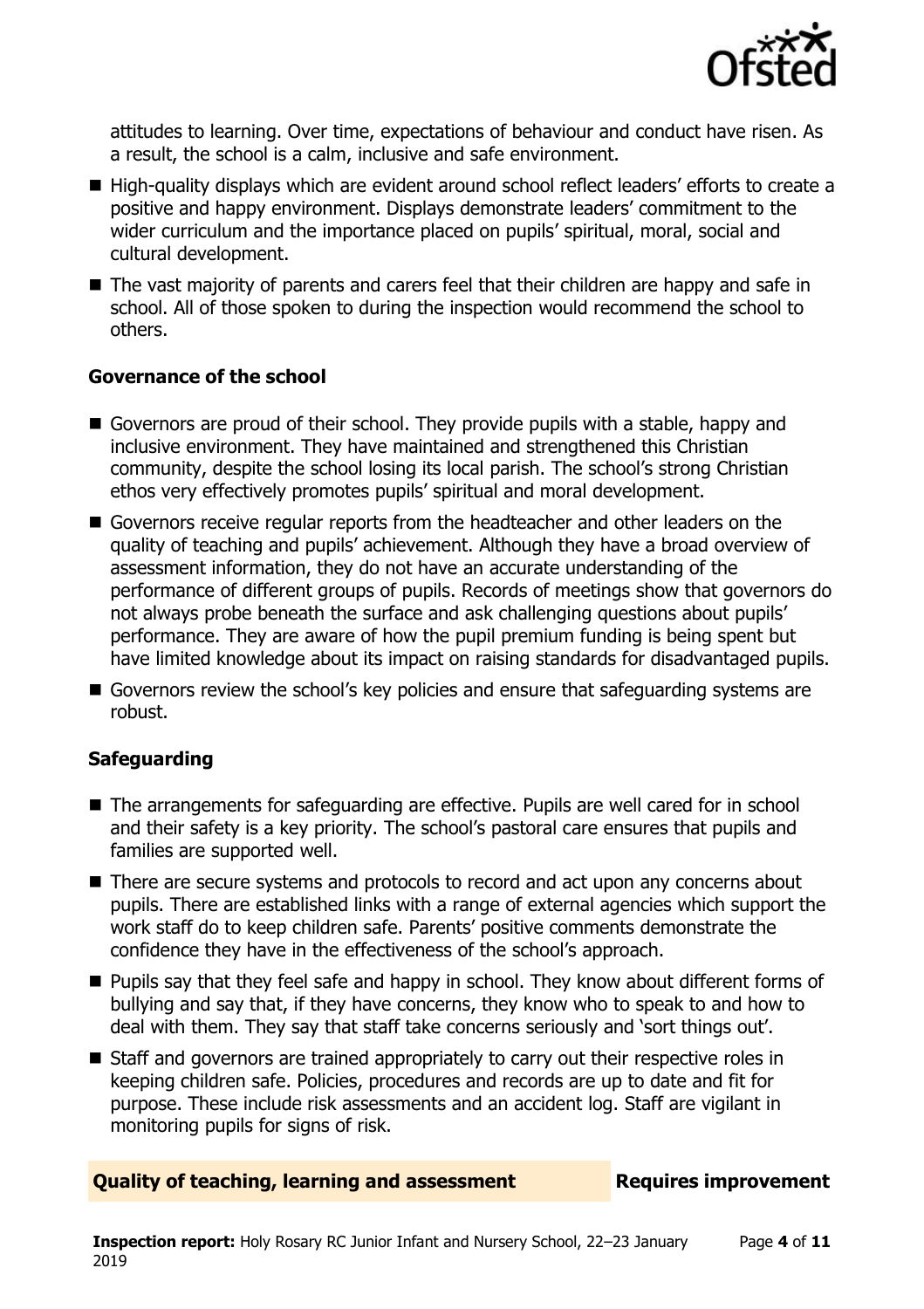attitudes to learning. Over time, expectations of behaviour and conduct have risen. As a result, the school is a calm, inclusive and safe environment.

- High-quality displays which are evident around school reflect leaders' efforts to create a positive and happy environment. Displays demonstrate leaders' commitment to the wider curriculum and the importance placed on pupils' spiritual, moral, social and cultural development.
- The vast majority of parents and carers feel that their children are happy and safe in school. All of those spoken to during the inspection would recommend the school to others.

### Governance of the school

- Governors are proud of their school. They provide pupils with a stable, happy and inclusive environment. They have maintained and strengthened this Christian community, despite the school losing its local parish. The school's strong Christian ethos very effectively promotes pupils' spiritual and moral development.
- Governors receive regular reports from the headteacher and other leaders on the quality of teaching and pupils' achievement. Although they have a broad overview of assessment information, they do not have an accurate understanding of the performance of different groups of pupils. Records of meetings show that governors do not always probe beneath the surface and ask challenging questions about pupils' performance. They are aware of how the pupil premium funding is being spent but have limited knowledge about its impact on raising standards for disadvantaged pupils.
- Governors review the school's key policies and ensure that safeguarding systems are robust.

### Safeguarding

- The arrangements for safeguarding are effective. Pupils are well cared for in school and their safety is a key priority. The school's pastoral care ensures that pupils and families are supported well.
- There are secure systems and protocols to record and act upon any concerns about pupils. There are established links with a range of external agencies which support the work staff do to keep children safe. Parents' positive comments demonstrate the confidence they have in the effectiveness of the school's approach.
- Pupils say that they feel safe and happy in school. They know about different forms of bullying and say that, if they have concerns, they know who to speak to and how to deal with them. They say that staff take concerns seriously and 'sort things out'.
- Staff and governors are trained appropriately to carry out their respective roles in keeping children safe. Policies, procedures and records are up to date and fit for purpose. These include risk assessments and an accident log. Staff are vigilant in monitoring pupils for signs of risk.

## Quality of teaching, learning and assessment — Requires improvement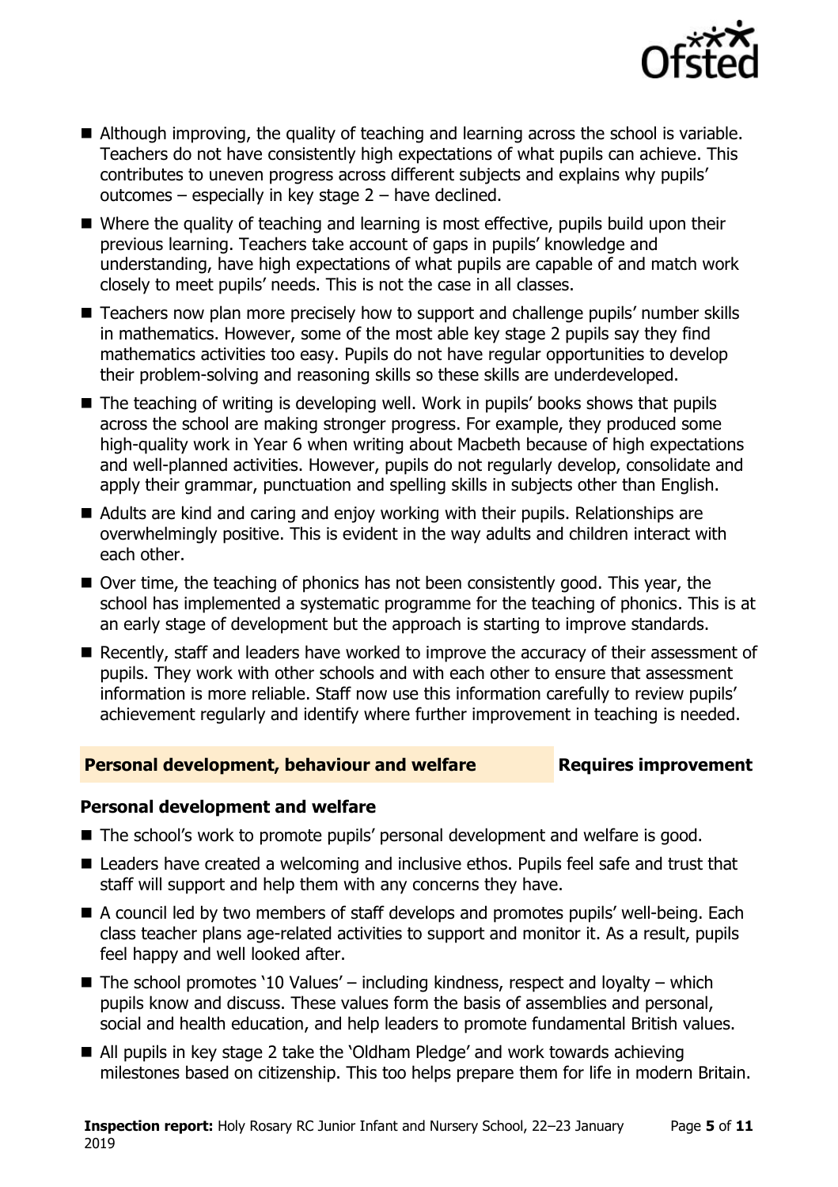- Although improving, the quality of teaching and learning across the school is variable. Teachers do not have consistently high expectations of what pupils can achieve. This contributes to uneven progress across different subjects and explains why pupils' outcomes – especially in key stage 2 – have declined.
- Where the quality of teaching and learning is most effective, pupils build upon their previous learning. Teachers take account of gaps in pupils' knowledge and understanding, have high expectations of what pupils are capable of and match work closely to meet pupils' needs. This is not the case in all classes.
- Teachers now plan more precisely how to support and challenge pupils' number skills in mathematics. However, some of the most able key stage 2 pupils say they find mathematics activities too easy. Pupils do not have regular opportunities to develop their problem-solving and reasoning skills so these skills are underdeveloped.
- The teaching of writing is developing well. Work in pupils' books shows that pupils across the school are making stronger progress. For example, they produced some high-quality work in Year 6 when writing about Macbeth because of high expectations and well-planned activities. However, pupils do not regularly develop, consolidate and apply their grammar, punctuation and spelling skills in subjects other than English.
- Adults are kind and caring and enjoy working with their pupils. Relationships are overwhelmingly positive. This is evident in the way adults and children interact with each other.
- Over time, the teaching of phonics has not been consistently good. This year, the school has implemented a systematic programme for the teaching of phonics. This is at an early stage of development but the approach is starting to improve standards.
- Recently, staff and leaders have worked to improve the accuracy of their assessment of pupils. They work with other schools and with each other to ensure that assessment information is more reliable. Staff now use this information carefully to review pupils' achievement regularly and identify where further improvement in teaching is needed.

## Personal development, behaviour and welfare — Requires improvement

### Personal development and welfare

- The school's work to promote pupils' personal development and welfare is good.
- Leaders have created a welcoming and inclusive ethos. Pupils feel safe and trust that staff will support and help them with any concerns they have.
- A council led by two members of staff develops and promotes pupils' well-being. Each class teacher plans age-related activities to support and monitor it. As a result, pupils feel happy and well looked after.
- The school promotes '10 Values' – including kindness, respect and loyalty – which pupils know and discuss. These values form the basis of assemblies and personal, social and health education, and help leaders to promote fundamental British values.
- All pupils in key stage 2 take the 'Oldham Pledge' and work towards achieving milestones based on citizenship. This too helps prepare them for life in modern Britain.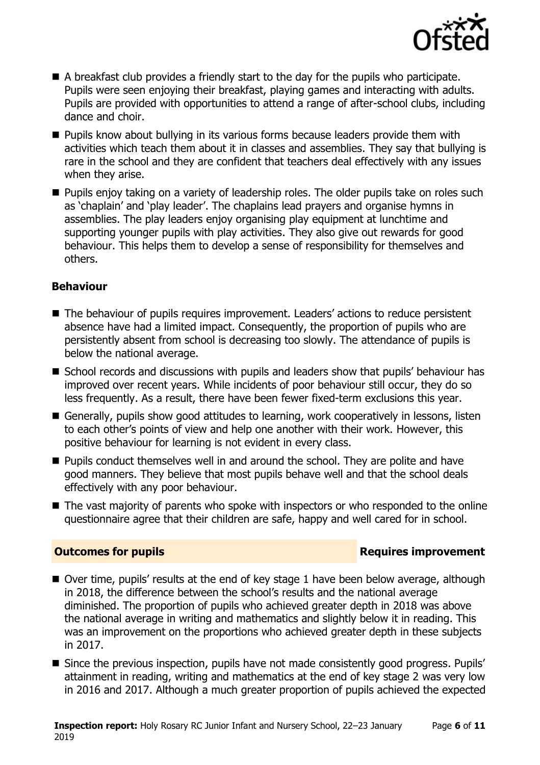- A breakfast club provides a friendly start to the day for the pupils who participate. Pupils were seen enjoying their breakfast, playing games and interacting with adults. Pupils are provided with opportunities to attend a range of after-school clubs, including dance and choir.
- Pupils know about bullying in its various forms because leaders provide them with activities which teach them about it in classes and assemblies. They say that bullying is rare in the school and they are confident that teachers deal effectively with any issues when they arise.
- Pupils enjoy taking on a variety of leadership roles. The older pupils take on roles such as 'chaplain' and 'play leader'. The chaplains lead prayers and organise hymns in assemblies. The play leaders enjoy organising play equipment at lunchtime and supporting younger pupils with play activities. They also give out rewards for good behaviour. This helps them to develop a sense of responsibility for themselves and others.

### Behaviour

- The behaviour of pupils requires improvement. Leaders' actions to reduce persistent absence have had a limited impact. Consequently, the proportion of pupils who are persistently absent from school is decreasing too slowly. The attendance of pupils is below the national average.
- School records and discussions with pupils and leaders show that pupils' behaviour has improved over recent years. While incidents of poor behaviour still occur, they do so less frequently. As a result, there have been fewer fixed-term exclusions this year.
- Generally, pupils show good attitudes to learning, work cooperatively in lessons, listen to each other's points of view and help one another with their work. However, this positive behaviour for learning is not evident in every class.
- Pupils conduct themselves well in and around the school. They are polite and have good manners. They believe that most pupils behave well and that the school deals effectively with any poor behaviour.
- The vast majority of parents who spoke with inspectors or who responded to the online questionnaire agree that their children are safe, happy and well cared for in school.

## Outcomes for pupils — Requires improvement

- Over time, pupils' results at the end of key stage 1 have been below average, although in 2018, the difference between the school's results and the national average diminished. The proportion of pupils who achieved greater depth in 2018 was above the national average in writing and mathematics and slightly below it in reading. This was an improvement on the proportions who achieved greater depth in these subjects in 2017.
- Since the previous inspection, pupils have not made consistently good progress. Pupils' attainment in reading, writing and mathematics at the end of key stage 2 was very low in 2016 and 2017. Although a much greater proportion of pupils achieved the expected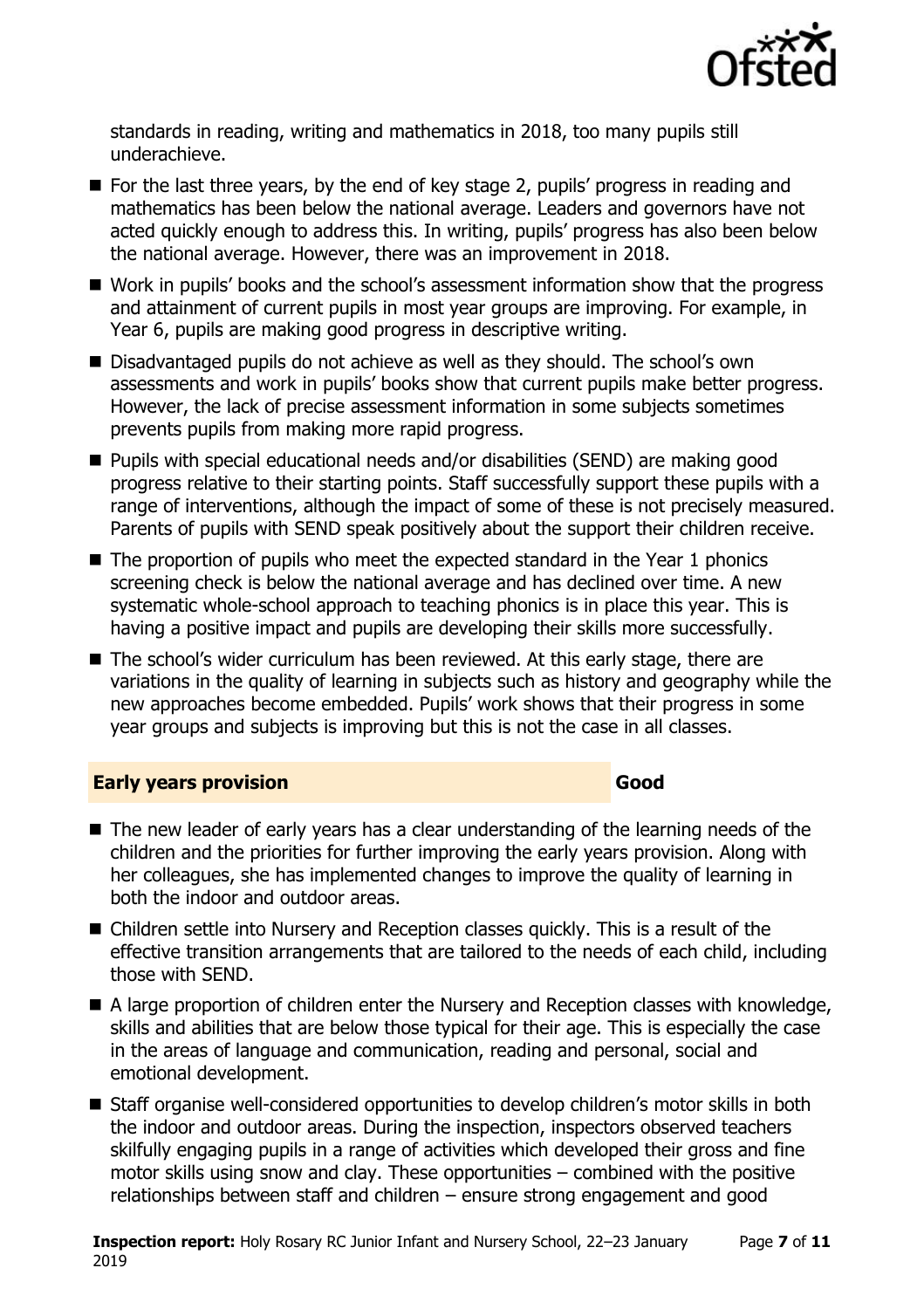standards in reading, writing and mathematics in 2018, too many pupils still underachieve.

- For the last three years, by the end of key stage 2, pupils' progress in reading and mathematics has been below the national average. Leaders and governors have not acted quickly enough to address this. In writing, pupils' progress has also been below the national average. However, there was an improvement in 2018.
- Work in pupils' books and the school's assessment information show that the progress and attainment of current pupils in most year groups are improving. For example, in Year 6, pupils are making good progress in descriptive writing.
- Disadvantaged pupils do not achieve as well as they should. The school's own assessments and work in pupils' books show that current pupils make better progress. However, the lack of precise assessment information in some subjects sometimes prevents pupils from making more rapid progress.
- Pupils with special educational needs and/or disabilities (SEND) are making good progress relative to their starting points. Staff successfully support these pupils with a range of interventions, although the impact of some of these is not precisely measured. Parents of pupils with SEND speak positively about the support their children receive.
- The proportion of pupils who meet the expected standard in the Year 1 phonics screening check is below the national average and has declined over time. A new systematic whole-school approach to teaching phonics is in place this year. This is having a positive impact and pupils are developing their skills more successfully.
- The school's wider curriculum has been reviewed. At this early stage, there are variations in the quality of learning in subjects such as history and geography while the new approaches become embedded. Pupils' work shows that their progress in some year groups and subjects is improving but this is not the case in all classes.

## Early years provision — Good

- The new leader of early years has a clear understanding of the learning needs of the children and the priorities for further improving the early years provision. Along with her colleagues, she has implemented changes to improve the quality of learning in both the indoor and outdoor areas.
- Children settle into Nursery and Reception classes quickly. This is a result of the effective transition arrangements that are tailored to the needs of each child, including those with SEND.
- A large proportion of children enter the Nursery and Reception classes with knowledge, skills and abilities that are below those typical for their age. This is especially the case in the areas of language and communication, reading and personal, social and emotional development.
- Staff organise well-considered opportunities to develop children's motor skills in both the indoor and outdoor areas. During the inspection, inspectors observed teachers skilfully engaging pupils in a range of activities which developed their gross and fine motor skills using snow and clay. These opportunities – combined with the positive relationships between staff and children – ensure strong engagement and good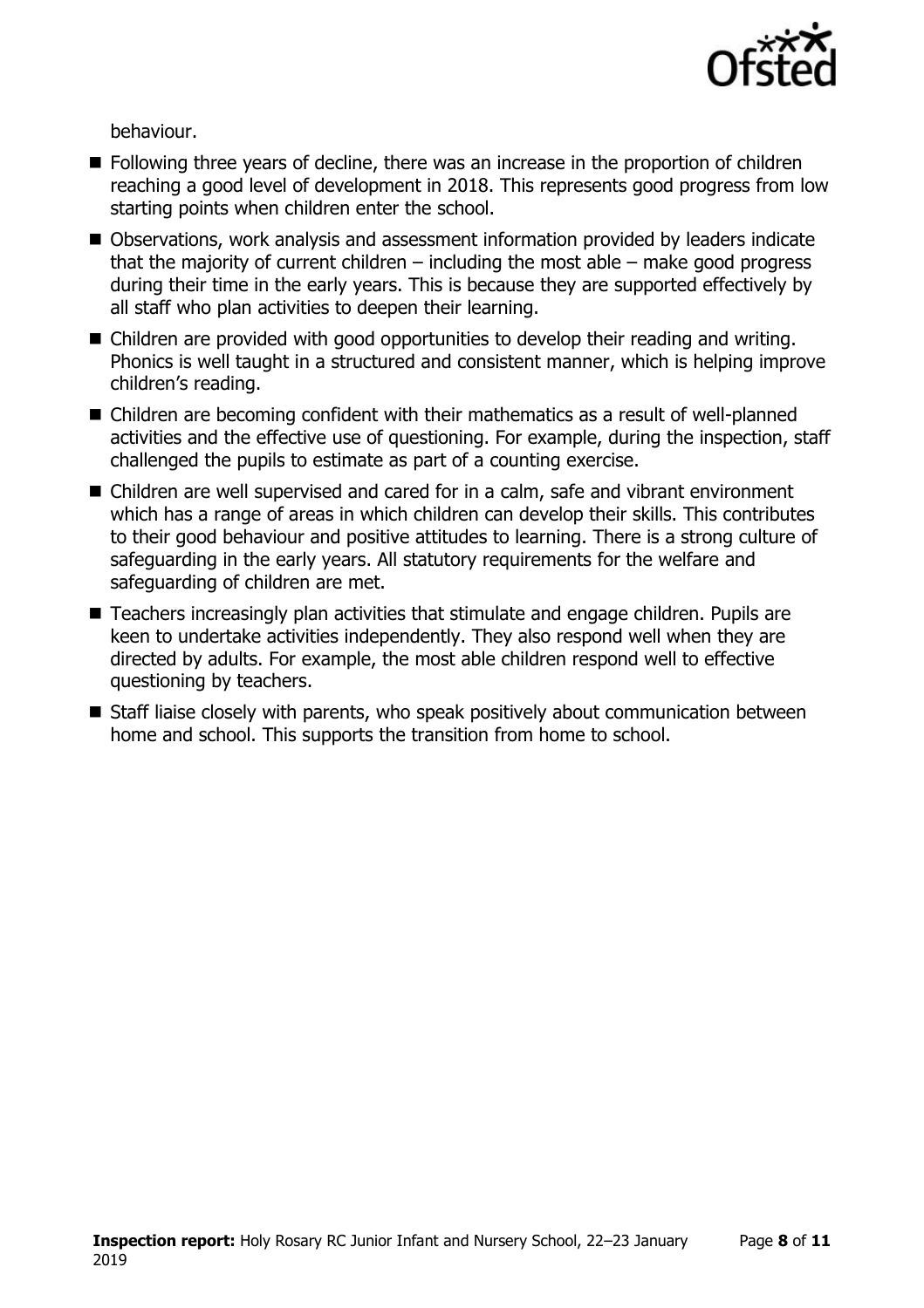behaviour.

- Following three years of decline, there was an increase in the proportion of children reaching a good level of development in 2018. This represents good progress from low starting points when children enter the school.
- Observations, work analysis and assessment information provided by leaders indicate that the majority of current children – including the most able – make good progress during their time in the early years. This is because they are supported effectively by all staff who plan activities to deepen their learning.
- Children are provided with good opportunities to develop their reading and writing. Phonics is well taught in a structured and consistent manner, which is helping improve children's reading.
- Children are becoming confident with their mathematics as a result of well-planned activities and the effective use of questioning. For example, during the inspection, staff challenged the pupils to estimate as part of a counting exercise.
- Children are well supervised and cared for in a calm, safe and vibrant environment which has a range of areas in which children can develop their skills. This contributes to their good behaviour and positive attitudes to learning. There is a strong culture of safeguarding in the early years. All statutory requirements for the welfare and safeguarding of children are met.
- Teachers increasingly plan activities that stimulate and engage children. Pupils are keen to undertake activities independently. They also respond well when they are directed by adults. For example, the most able children respond well to effective questioning by teachers.
- Staff liaise closely with parents, who speak positively about communication between home and school. This supports the transition from home to school.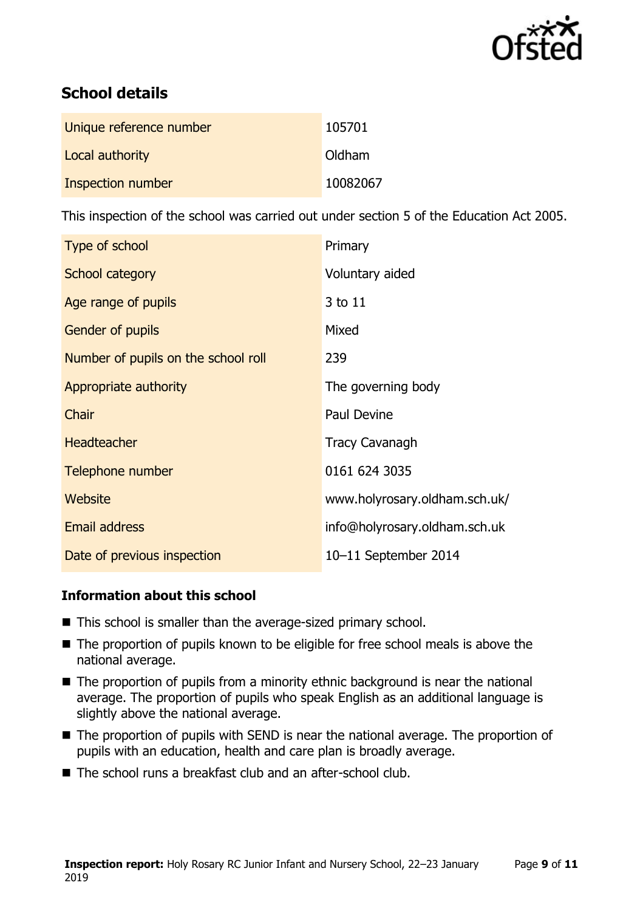## School details

| | |
|---|---|
| Unique reference number | 105701 |
| Local authority | Oldham |
| Inspection number | 10082067 |

This inspection of the school was carried out under section 5 of the Education Act 2005.

| | |
|---|---|
| Type of school | Primary |
| School category | Voluntary aided |
| Age range of pupils | 3 to 11 |
| Gender of pupils | Mixed |
| Number of pupils on the school roll | 239 |
| Appropriate authority | The governing body |
| Chair | Paul Devine |
| Headteacher | Tracy Cavanagh |
| Telephone number | 0161 624 3035 |
| Website | www.holyrosary.oldham.sch.uk/ |
| Email address | info@holyrosary.oldham.sch.uk |
| Date of previous inspection | 10–11 September 2014 |

### Information about this school

- This school is smaller than the average-sized primary school.
- The proportion of pupils known to be eligible for free school meals is above the national average.
- The proportion of pupils from a minority ethnic background is near the national average. The proportion of pupils who speak English as an additional language is slightly above the national average.
- The proportion of pupils with SEND is near the national average. The proportion of pupils with an education, health and care plan is broadly average.
- The school runs a breakfast club and an after-school club.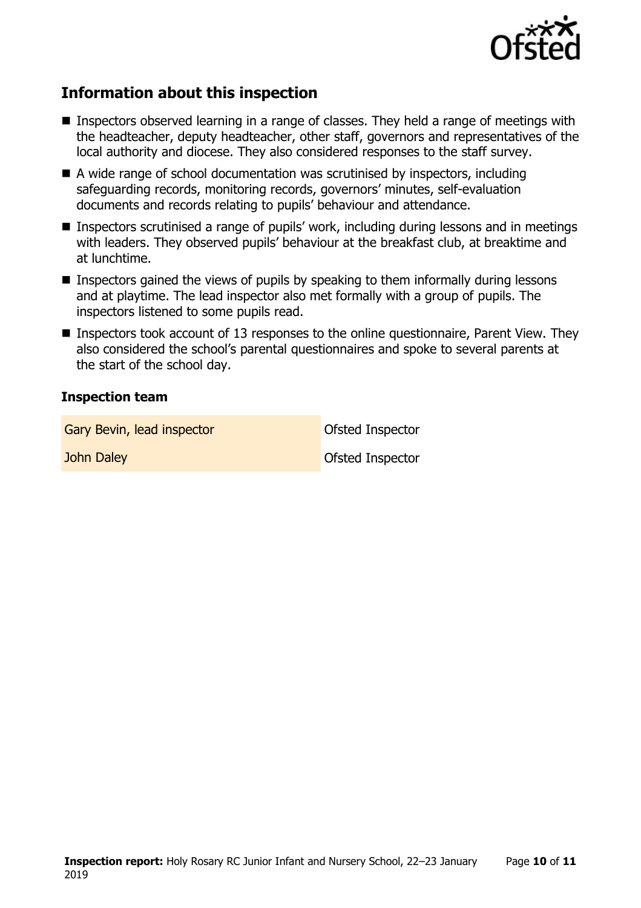## Information about this inspection

- Inspectors observed learning in a range of classes. They held a range of meetings with the headteacher, deputy headteacher, other staff, governors and representatives of the local authority and diocese. They also considered responses to the staff survey.
- A wide range of school documentation was scrutinised by inspectors, including safeguarding records, monitoring records, governors' minutes, self-evaluation documents and records relating to pupils' behaviour and attendance.
- Inspectors scrutinised a range of pupils' work, including during lessons and in meetings with leaders. They observed pupils' behaviour at the breakfast club, at breaktime and at lunchtime.
- Inspectors gained the views of pupils by speaking to them informally during lessons and at playtime. The lead inspector also met formally with a group of pupils. The inspectors listened to some pupils read.
- Inspectors took account of 13 responses to the online questionnaire, Parent View. They also considered the school's parental questionnaires and spoke to several parents at the start of the school day.

### Inspection team

| | |
|---|---|
| Gary Bevin, lead inspector | Ofsted Inspector |
| John Daley | Ofsted Inspector |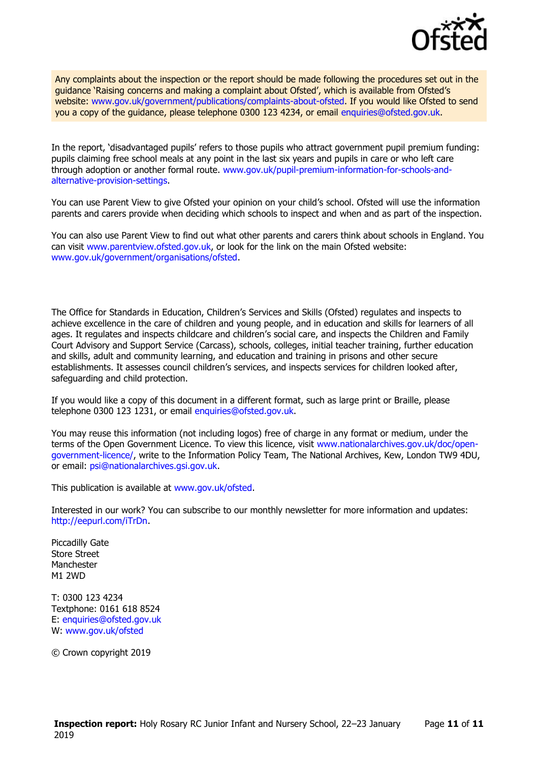Any complaints about the inspection or the report should be made following the procedures set out in the guidance 'Raising concerns and making a complaint about Ofsted', which is available from Ofsted's website: www.gov.uk/government/publications/complaints-about-ofsted. If you would like Ofsted to send you a copy of the guidance, please telephone 0300 123 4234, or email enquiries@ofsted.gov.uk.

In the report, 'disadvantaged pupils' refers to those pupils who attract government pupil premium funding: pupils claiming free school meals at any point in the last six years and pupils in care or who left care through adoption or another formal route. www.gov.uk/pupil-premium-information-for-schools-and-alternative-provision-settings.

You can use Parent View to give Ofsted your opinion on your child's school. Ofsted will use the information parents and carers provide when deciding which schools to inspect and when and as part of the inspection.

You can also use Parent View to find out what other parents and carers think about schools in England. You can visit www.parentview.ofsted.gov.uk, or look for the link on the main Ofsted website: www.gov.uk/government/organisations/ofsted.

The Office for Standards in Education, Children's Services and Skills (Ofsted) regulates and inspects to achieve excellence in the care of children and young people, and in education and skills for learners of all ages. It regulates and inspects childcare and children's social care, and inspects the Children and Family Court Advisory and Support Service (Carcass), schools, colleges, initial teacher training, further education and skills, adult and community learning, and education and training in prisons and other secure establishments. It assesses council children's services, and inspects services for children looked after, safeguarding and child protection.

If you would like a copy of this document in a different format, such as large print or Braille, please telephone 0300 123 1231, or email enquiries@ofsted.gov.uk.

You may reuse this information (not including logos) free of charge in any format or medium, under the terms of the Open Government Licence. To view this licence, visit www.nationalarchives.gov.uk/doc/open-government-licence/, write to the Information Policy Team, The National Archives, Kew, London TW9 4DU, or email: psi@nationalarchives.gsi.gov.uk.

This publication is available at www.gov.uk/ofsted.

Interested in our work? You can subscribe to our monthly newsletter for more information and updates: http://eepurl.com/iTrDn.

Piccadilly Gate  
Store Street  
Manchester  
M1 2WD

T: 0300 123 4234  
Textphone: 0161 618 8524  
E: enquiries@ofsted.gov.uk  
W: www.gov.uk/ofsted

© Crown copyright 2019